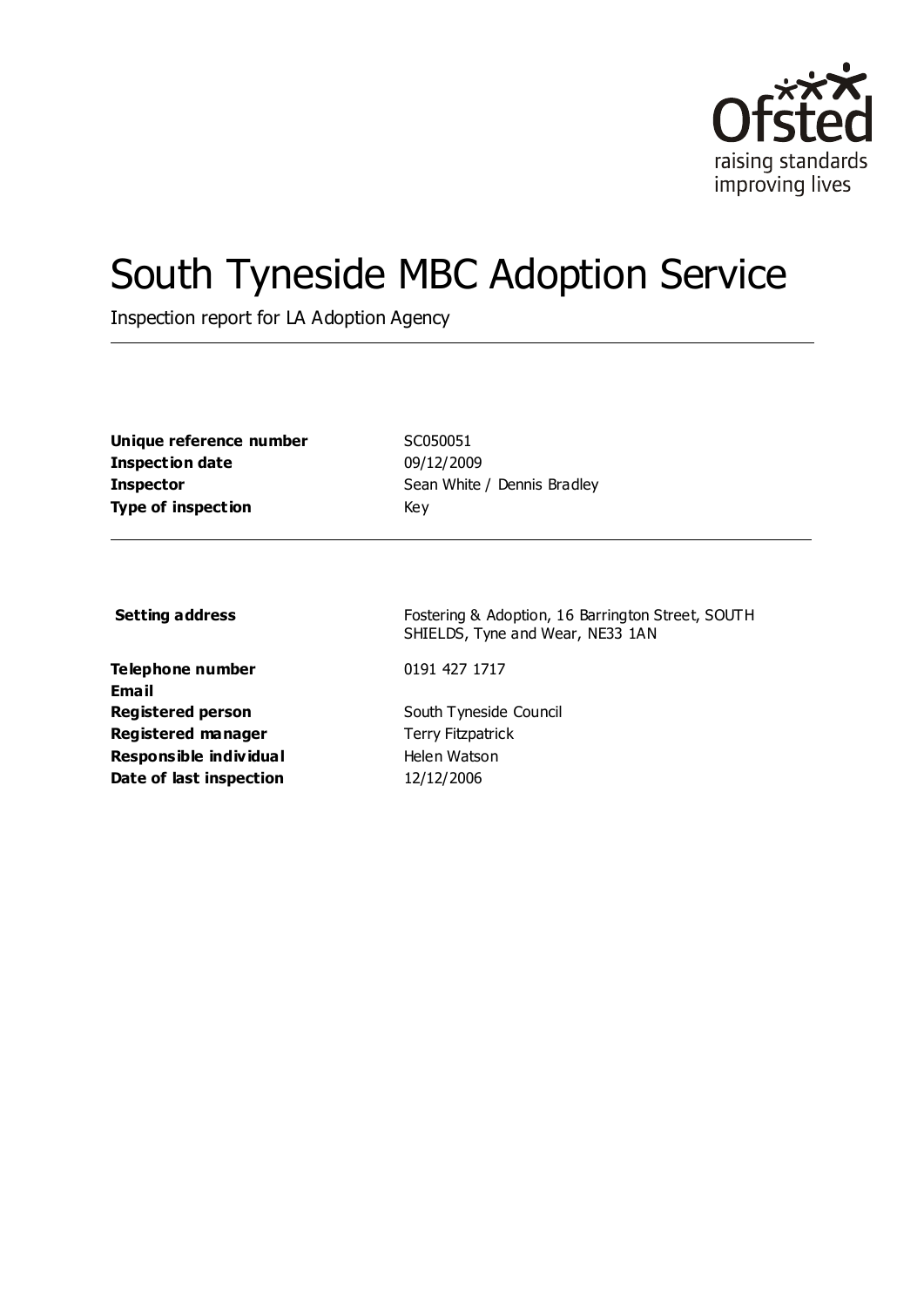Ofsted
raising standards
improving lives

# South Tyneside MBC Adoption Service

Inspection report for LA Adoption Agency

| | |
|---|---|
| **Unique reference number** | SC050051 |
| **Inspection date** | 09/12/2009 |
| **Inspector** | Sean White / Dennis Bradley |
| **Type of inspection** | Key |

| | |
|---|---|
| **Setting address** | Fostering & Adoption, 16 Barrington Street, SOUTH SHIELDS, Tyne and Wear, NE33 1AN |
| **Telephone number** | 0191 427 1717 |
| **Email** | |
| **Registered person** | South Tyneside Council |
| **Registered manager** | Terry Fitzpatrick |
| **Responsible individual** | Helen Watson |
| **Date of last inspection** | 12/12/2006 |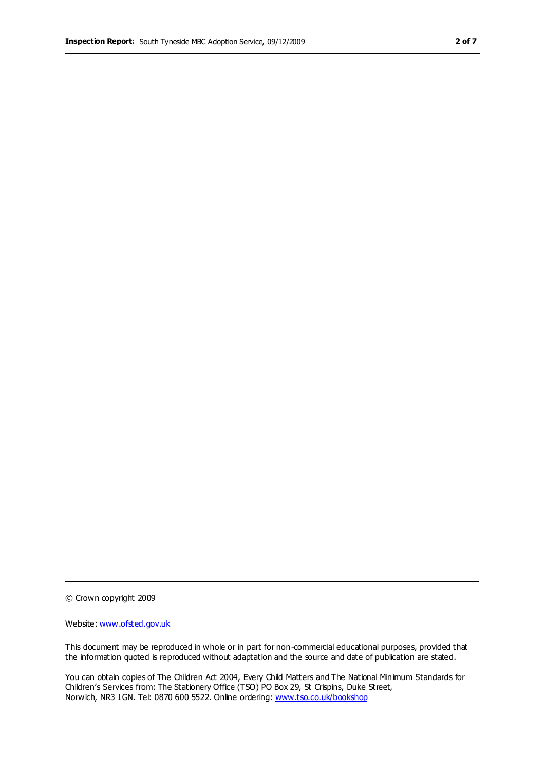© Crown copyright 2009

Website: www.ofsted.gov.uk

This document may be reproduced in whole or in part for non-commercial educational purposes, provided that the information quoted is reproduced without adaptation and the source and date of publication are stated.

You can obtain copies of The Children Act 2004, Every Child Matters and The National Minimum Standards for Children's Services from: The Stationery Office (TSO) PO Box 29, St Crispins, Duke Street, Norwich, NR3 1GN. Tel: 0870 600 5522. Online ordering: www.tso.co.uk/bookshop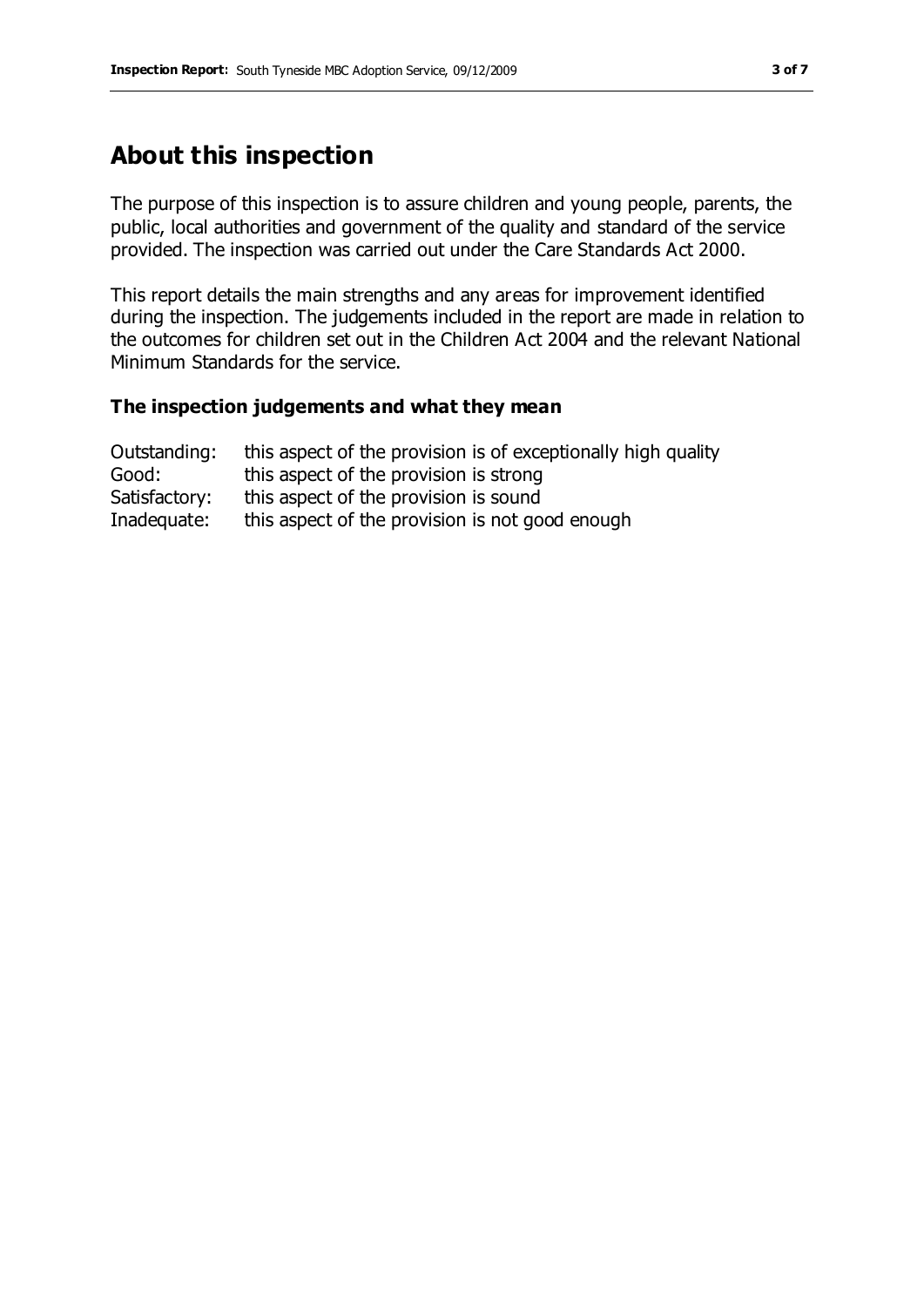## About this inspection

The purpose of this inspection is to assure children and young people, parents, the public, local authorities and government of the quality and standard of the service provided. The inspection was carried out under the Care Standards Act 2000.

This report details the main strengths and any areas for improvement identified during the inspection. The judgements included in the report are made in relation to the outcomes for children set out in the Children Act 2004 and the relevant National Minimum Standards for the service.

### The inspection judgements and what they mean

| | |
|---|---|
| Outstanding: | this aspect of the provision is of exceptionally high quality |
| Good: | this aspect of the provision is strong |
| Satisfactory: | this aspect of the provision is sound |
| Inadequate: | this aspect of the provision is not good enough |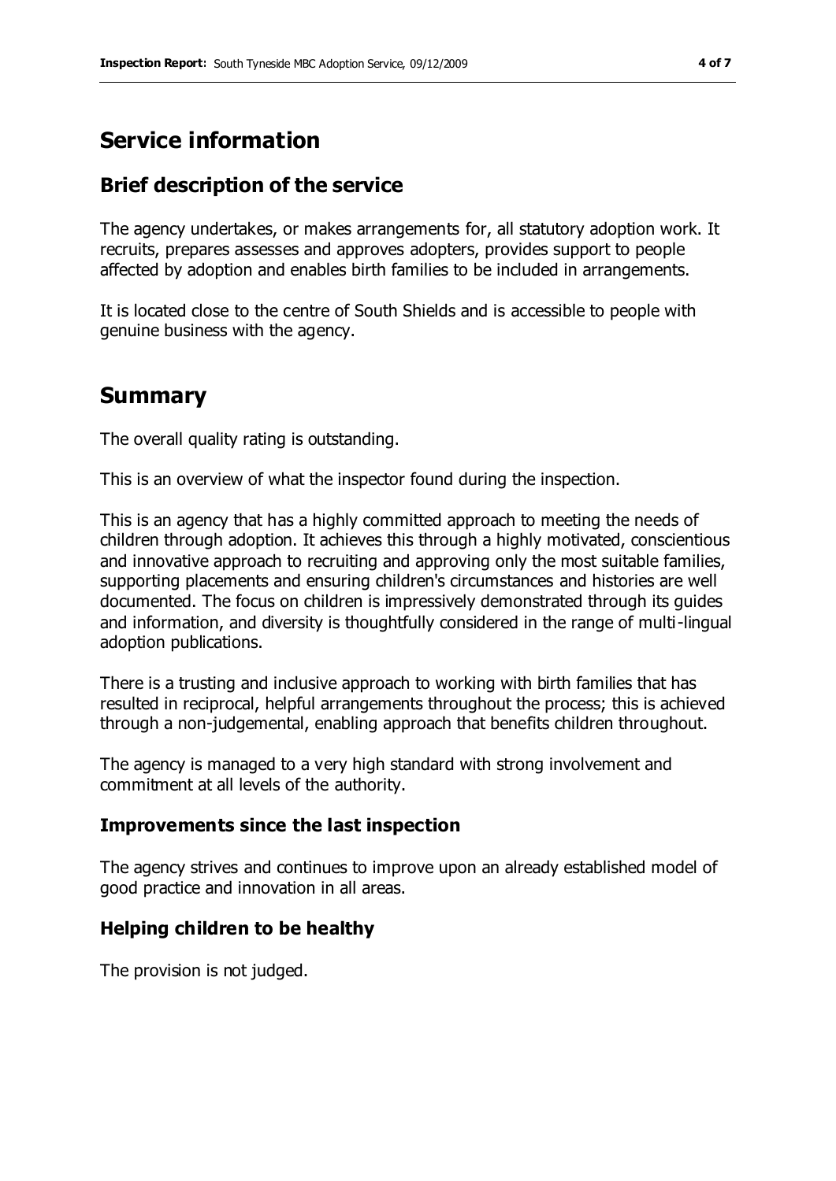## Service information

### Brief description of the service

The agency undertakes, or makes arrangements for, all statutory adoption work. It recruits, prepares assesses and approves adopters, provides support to people affected by adoption and enables birth families to be included in arrangements.

It is located close to the centre of South Shields and is accessible to people with genuine business with the agency.

## Summary

The overall quality rating is outstanding.

This is an overview of what the inspector found during the inspection.

This is an agency that has a highly committed approach to meeting the needs of children through adoption. It achieves this through a highly motivated, conscientious and innovative approach to recruiting and approving only the most suitable families, supporting placements and ensuring children's circumstances and histories are well documented. The focus on children is impressively demonstrated through its guides and information, and diversity is thoughtfully considered in the range of multi-lingual adoption publications.

There is a trusting and inclusive approach to working with birth families that has resulted in reciprocal, helpful arrangements throughout the process; this is achieved through a non-judgemental, enabling approach that benefits children throughout.

The agency is managed to a very high standard with strong involvement and commitment at all levels of the authority.

### Improvements since the last inspection

The agency strives and continues to improve upon an already established model of good practice and innovation in all areas.

### Helping children to be healthy

The provision is not judged.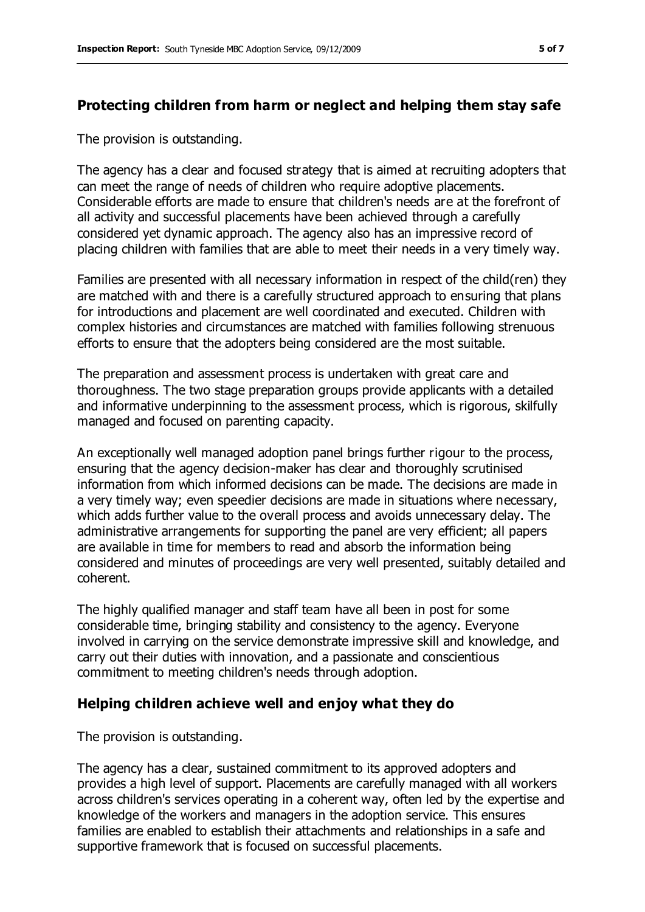## Protecting children from harm or neglect and helping them stay safe

The provision is outstanding.

The agency has a clear and focused strategy that is aimed at recruiting adopters that can meet the range of needs of children who require adoptive placements. Considerable efforts are made to ensure that children's needs are at the forefront of all activity and successful placements have been achieved through a carefully considered yet dynamic approach. The agency also has an impressive record of placing children with families that are able to meet their needs in a very timely way.

Families are presented with all necessary information in respect of the child(ren) they are matched with and there is a carefully structured approach to ensuring that plans for introductions and placement are well coordinated and executed. Children with complex histories and circumstances are matched with families following strenuous efforts to ensure that the adopters being considered are the most suitable.

The preparation and assessment process is undertaken with great care and thoroughness. The two stage preparation groups provide applicants with a detailed and informative underpinning to the assessment process, which is rigorous, skilfully managed and focused on parenting capacity.

An exceptionally well managed adoption panel brings further rigour to the process, ensuring that the agency decision-maker has clear and thoroughly scrutinised information from which informed decisions can be made. The decisions are made in a very timely way; even speedier decisions are made in situations where necessary, which adds further value to the overall process and avoids unnecessary delay. The administrative arrangements for supporting the panel are very efficient; all papers are available in time for members to read and absorb the information being considered and minutes of proceedings are very well presented, suitably detailed and coherent.

The highly qualified manager and staff team have all been in post for some considerable time, bringing stability and consistency to the agency. Everyone involved in carrying on the service demonstrate impressive skill and knowledge, and carry out their duties with innovation, and a passionate and conscientious commitment to meeting children's needs through adoption.

## Helping children achieve well and enjoy what they do

The provision is outstanding.

The agency has a clear, sustained commitment to its approved adopters and provides a high level of support. Placements are carefully managed with all workers across children's services operating in a coherent way, often led by the expertise and knowledge of the workers and managers in the adoption service. This ensures families are enabled to establish their attachments and relationships in a safe and supportive framework that is focused on successful placements.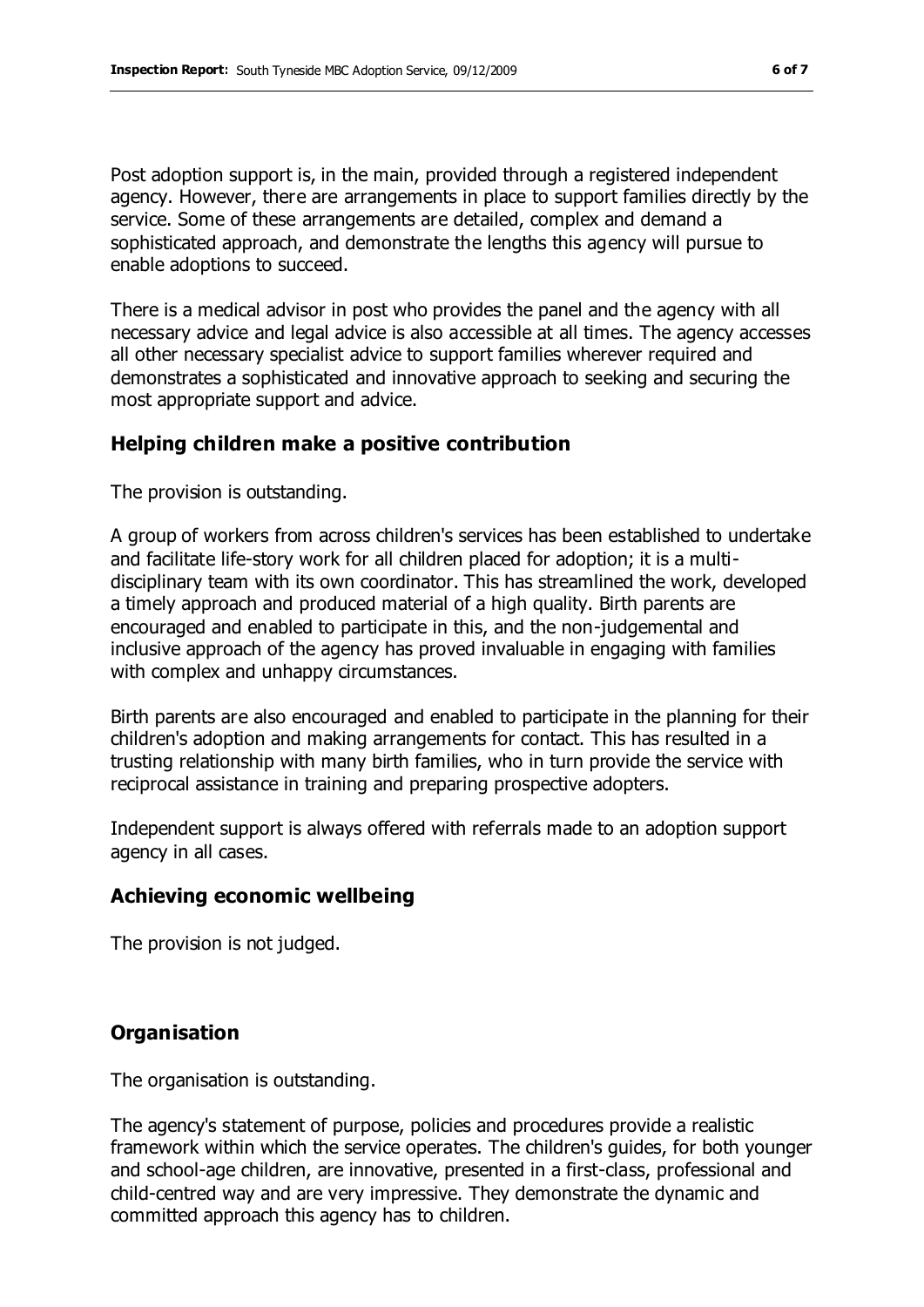Post adoption support is, in the main, provided through a registered independent agency. However, there are arrangements in place to support families directly by the service. Some of these arrangements are detailed, complex and demand a sophisticated approach, and demonstrate the lengths this agency will pursue to enable adoptions to succeed.

There is a medical advisor in post who provides the panel and the agency with all necessary advice and legal advice is also accessible at all times. The agency accesses all other necessary specialist advice to support families wherever required and demonstrates a sophisticated and innovative approach to seeking and securing the most appropriate support and advice.

## Helping children make a positive contribution

The provision is outstanding.

A group of workers from across children's services has been established to undertake and facilitate life-story work for all children placed for adoption; it is a multi-disciplinary team with its own coordinator. This has streamlined the work, developed a timely approach and produced material of a high quality. Birth parents are encouraged and enabled to participate in this, and the non-judgemental and inclusive approach of the agency has proved invaluable in engaging with families with complex and unhappy circumstances.

Birth parents are also encouraged and enabled to participate in the planning for their children's adoption and making arrangements for contact. This has resulted in a trusting relationship with many birth families, who in turn provide the service with reciprocal assistance in training and preparing prospective adopters.

Independent support is always offered with referrals made to an adoption support agency in all cases.

## Achieving economic wellbeing

The provision is not judged.

## Organisation

The organisation is outstanding.

The agency's statement of purpose, policies and procedures provide a realistic framework within which the service operates. The children's guides, for both younger and school-age children, are innovative, presented in a first-class, professional and child-centred way and are very impressive. They demonstrate the dynamic and committed approach this agency has to children.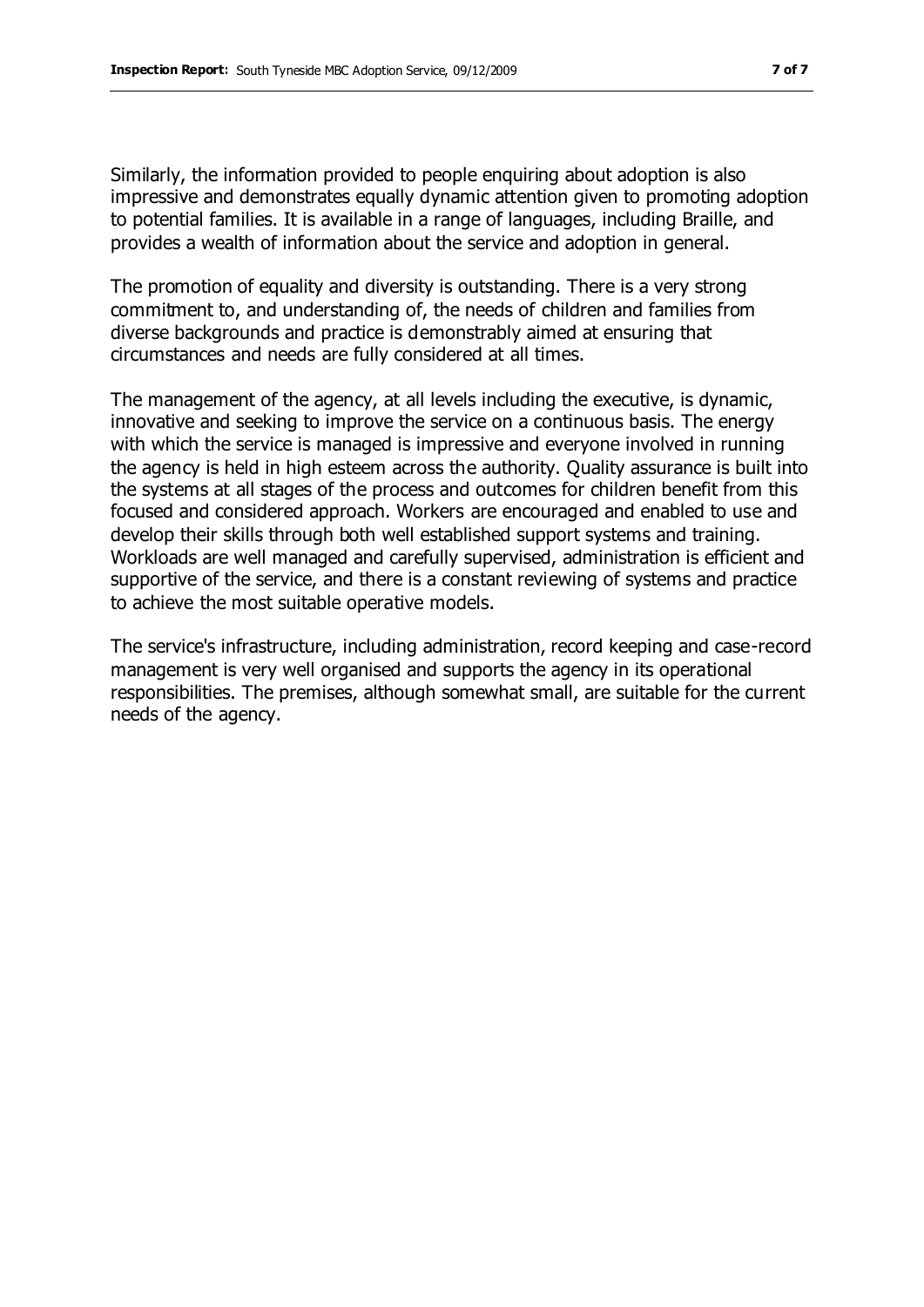Similarly, the information provided to people enquiring about adoption is also impressive and demonstrates equally dynamic attention given to promoting adoption to potential families. It is available in a range of languages, including Braille, and provides a wealth of information about the service and adoption in general.

The promotion of equality and diversity is outstanding. There is a very strong commitment to, and understanding of, the needs of children and families from diverse backgrounds and practice is demonstrably aimed at ensuring that circumstances and needs are fully considered at all times.

The management of the agency, at all levels including the executive, is dynamic, innovative and seeking to improve the service on a continuous basis. The energy with which the service is managed is impressive and everyone involved in running the agency is held in high esteem across the authority. Quality assurance is built into the systems at all stages of the process and outcomes for children benefit from this focused and considered approach. Workers are encouraged and enabled to use and develop their skills through both well established support systems and training. Workloads are well managed and carefully supervised, administration is efficient and supportive of the service, and there is a constant reviewing of systems and practice to achieve the most suitable operative models.

The service's infrastructure, including administration, record keeping and case-record management is very well organised and supports the agency in its operational responsibilities. The premises, although somewhat small, are suitable for the current needs of the agency.